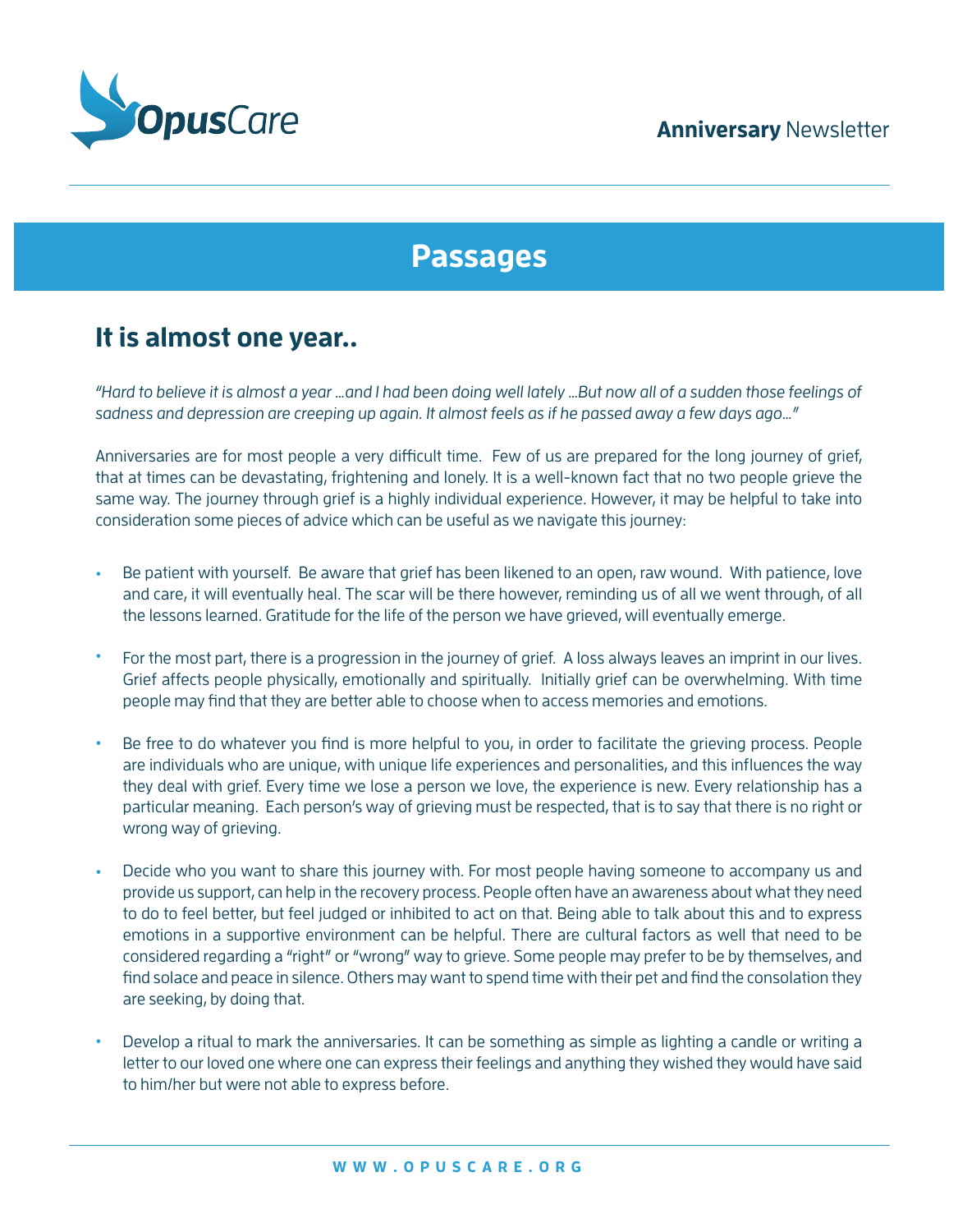**Anniversary** Newsletter

# Passages

## It is almost one year..

*"Hard to believe it is almost a year ...and I had been doing well lately ...But now all of a sudden those feelings of sadness and depression are creeping up again. It almost feels as if he passed away a few days ago..."*

Anniversaries are for most people a very difficult time. Few of us are prepared for the long journey of grief, that at times can be devastating, frightening and lonely. It is a well-known fact that no two people grieve the same way. The journey through grief is a highly individual experience. However, it may be helpful to take into consideration some pieces of advice which can be useful as we navigate this journey:

- Be patient with yourself. Be aware that grief has been likened to an open, raw wound. With patience, love and care, it will eventually heal. The scar will be there however, reminding us of all we went through, of all the lessons learned. Gratitude for the life of the person we have grieved, will eventually emerge.

- For the most part, there is a progression in the journey of grief. A loss always leaves an imprint in our lives. Grief affects people physically, emotionally and spiritually. Initially grief can be overwhelming. With time people may find that they are better able to choose when to access memories and emotions.

- Be free to do whatever you find is more helpful to you, in order to facilitate the grieving process. People are individuals who are unique, with unique life experiences and personalities, and this influences the way they deal with grief. Every time we lose a person we love, the experience is new. Every relationship has a particular meaning. Each person's way of grieving must be respected, that is to say that there is no right or wrong way of grieving.

- Decide who you want to share this journey with. For most people having someone to accompany us and provide us support, can help in the recovery process. People often have an awareness about what they need to do to feel better, but feel judged or inhibited to act on that. Being able to talk about this and to express emotions in a supportive environment can be helpful. There are cultural factors as well that need to be considered regarding a "right" or "wrong" way to grieve. Some people may prefer to be by themselves, and find solace and peace in silence. Others may want to spend time with their pet and find the consolation they are seeking, by doing that.

- Develop a ritual to mark the anniversaries. It can be something as simple as lighting a candle or writing a letter to our loved one where one can express their feelings and anything they wished they would have said to him/her but were not able to express before.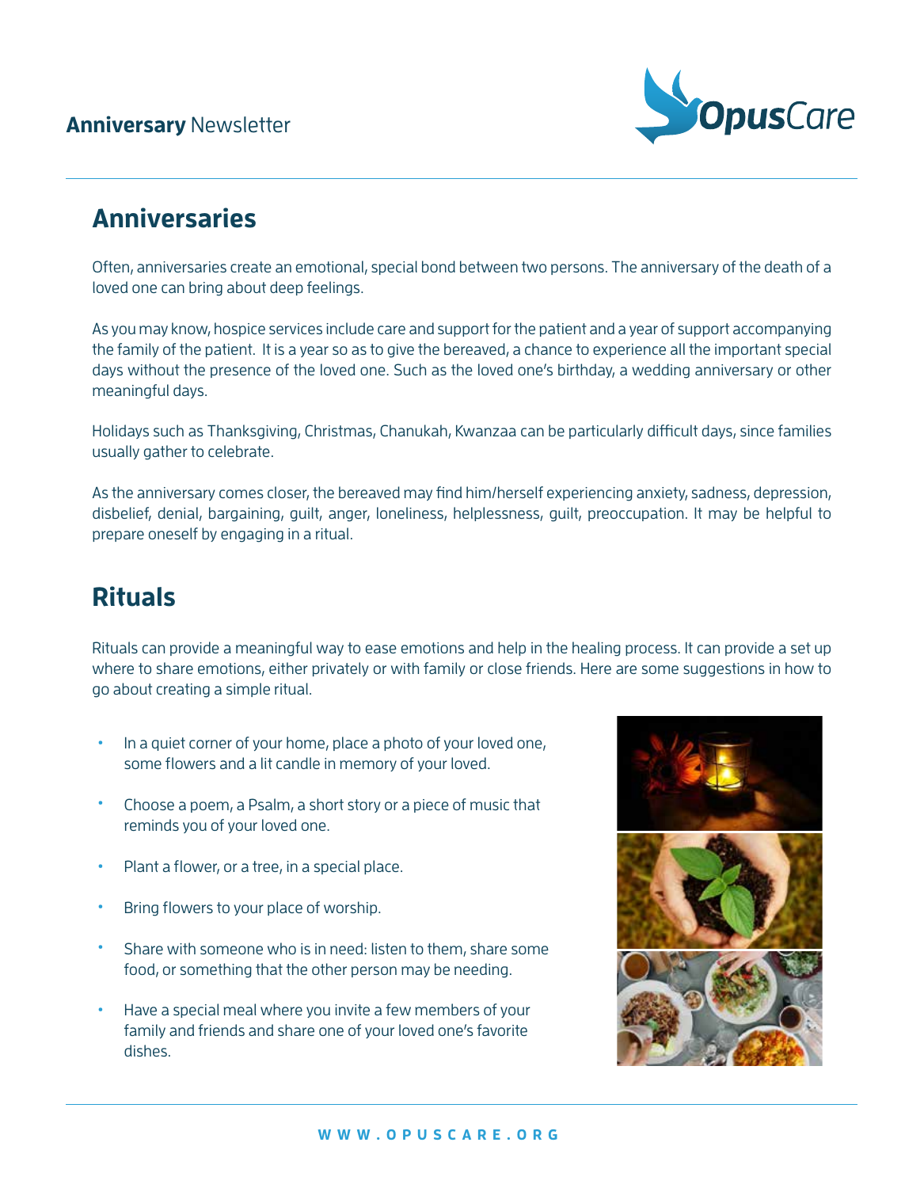**Anniversary** Newsletter

## Anniversaries

Often, anniversaries create an emotional, special bond between two persons. The anniversary of the death of a loved one can bring about deep feelings.

As you may know, hospice services include care and support for the patient and a year of support accompanying the family of the patient. It is a year so as to give the bereaved, a chance to experience all the important special days without the presence of the loved one. Such as the loved one's birthday, a wedding anniversary or other meaningful days.

Holidays such as Thanksgiving, Christmas, Chanukah, Kwanzaa can be particularly difficult days, since families usually gather to celebrate.

As the anniversary comes closer, the bereaved may find him/herself experiencing anxiety, sadness, depression, disbelief, denial, bargaining, guilt, anger, loneliness, helplessness, guilt, preoccupation. It may be helpful to prepare oneself by engaging in a ritual.

## Rituals

Rituals can provide a meaningful way to ease emotions and help in the healing process. It can provide a set up where to share emotions, either privately or with family or close friends. Here are some suggestions in how to go about creating a simple ritual.

- In a quiet corner of your home, place a photo of your loved one, some flowers and a lit candle in memory of your loved.
- Choose a poem, a Psalm, a short story or a piece of music that reminds you of your loved one.
- Plant a flower, or a tree, in a special place.
- Bring flowers to your place of worship.
- Share with someone who is in need: listen to them, share some food, or something that the other person may be needing.
- Have a special meal where you invite a few members of your family and friends and share one of your loved one's favorite dishes.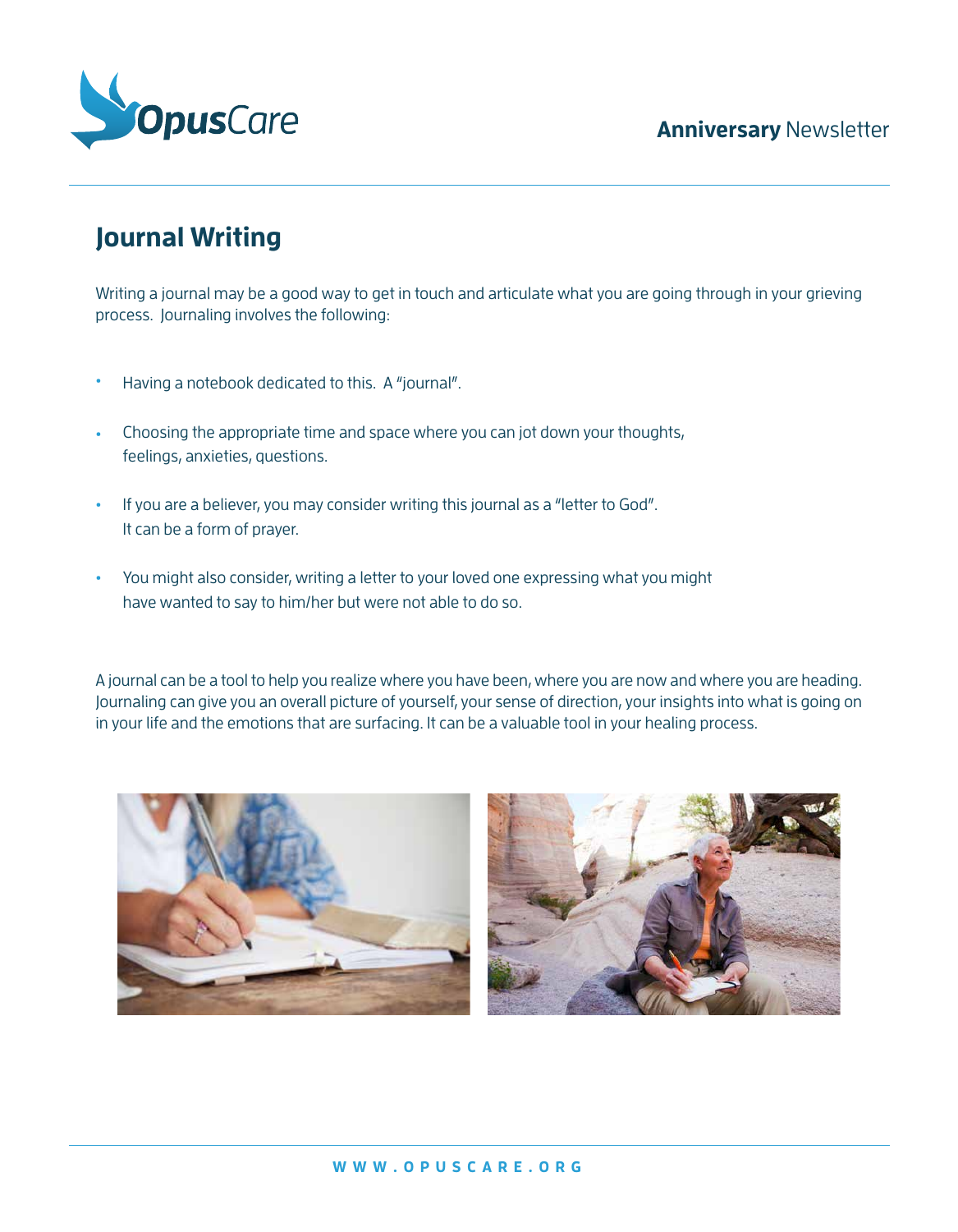## Journal Writing

Writing a journal may be a good way to get in touch and articulate what you are going through in your grieving process. Journaling involves the following:

- Having a notebook dedicated to this. A "journal".
- Choosing the appropriate time and space where you can jot down your thoughts, feelings, anxieties, questions.
- If you are a believer, you may consider writing this journal as a "letter to God". It can be a form of prayer.
- You might also consider, writing a letter to your loved one expressing what you might have wanted to say to him/her but were not able to do so.

A journal can be a tool to help you realize where you have been, where you are now and where you are heading. Journaling can give you an overall picture of yourself, your sense of direction, your insights into what is going on in your life and the emotions that are surfacing. It can be a valuable tool in your healing process.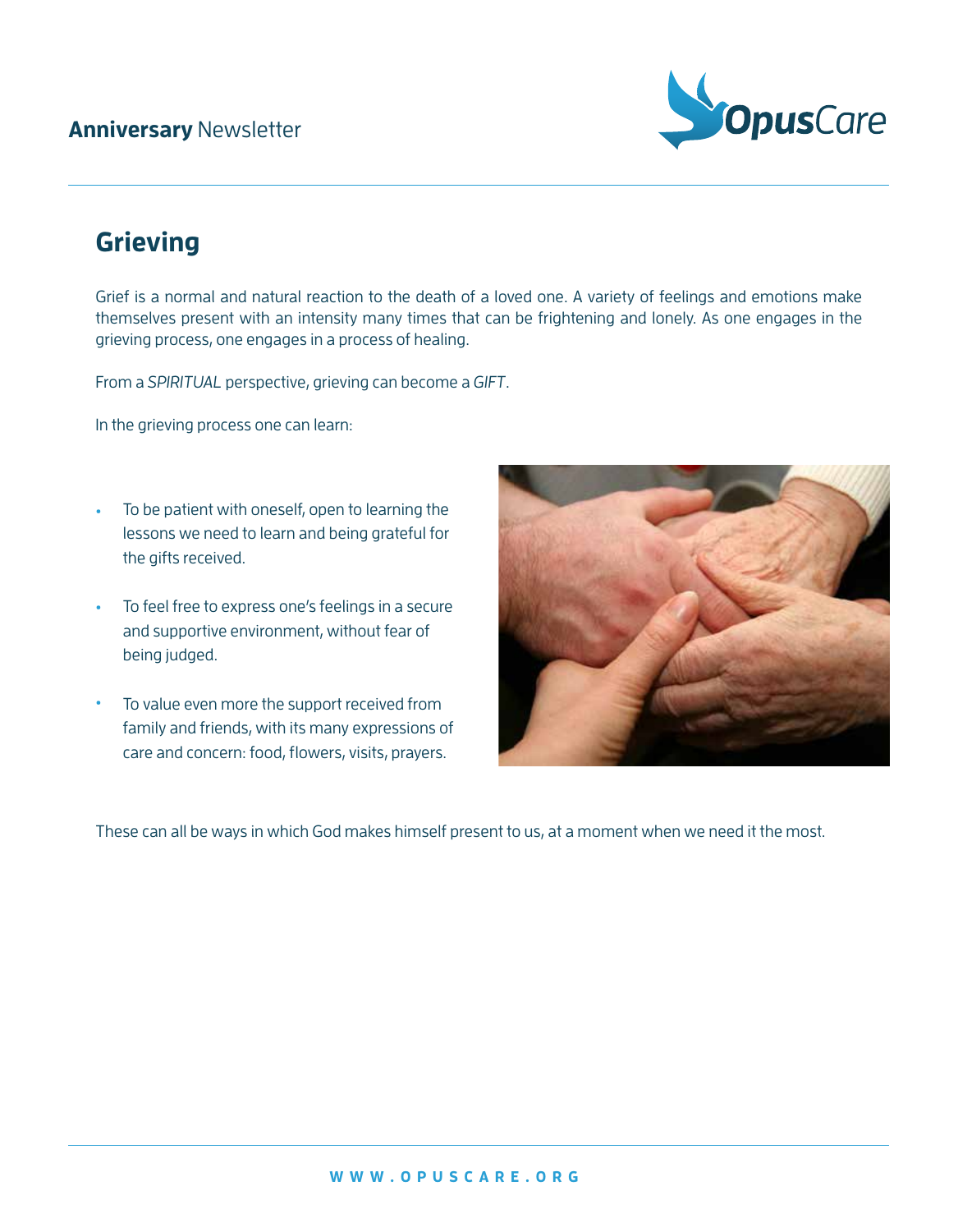## Grieving

Grief is a normal and natural reaction to the death of a loved one. A variety of feelings and emotions make themselves present with an intensity many times that can be frightening and lonely. As one engages in the grieving process, one engages in a process of healing.

From a *SPIRITUAL* perspective, grieving can become a *GIFT*.

In the grieving process one can learn:

- To be patient with oneself, open to learning the lessons we need to learn and being grateful for the gifts received.
- To feel free to express one's feelings in a secure and supportive environment, without fear of being judged.
- To value even more the support received from family and friends, with its many expressions of care and concern: food, flowers, visits, prayers.

These can all be ways in which God makes himself present to us, at a moment when we need it the most.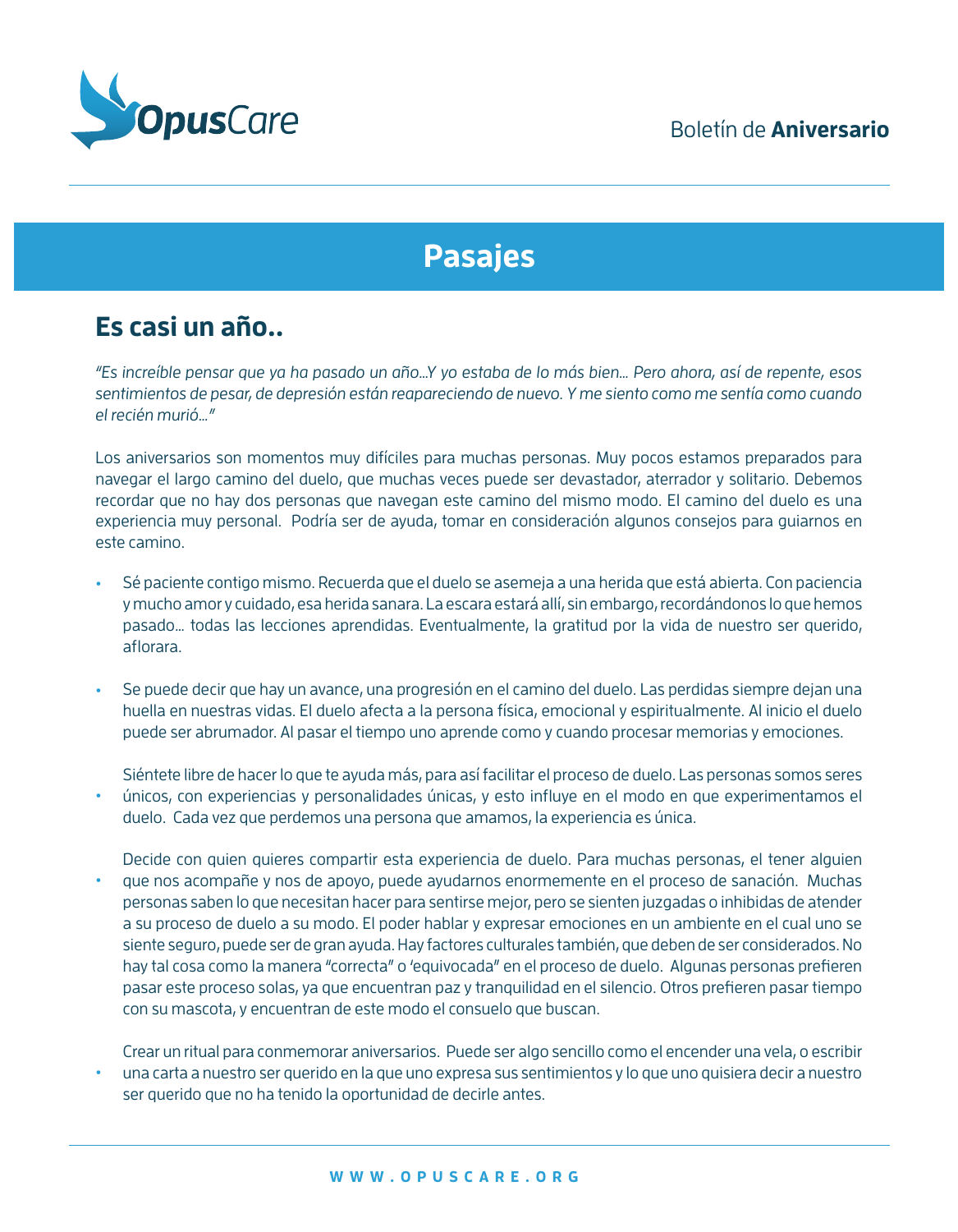# Pasajes

## Es casi un año..

*"Es increíble pensar que ya ha pasado un año...Y yo estaba de lo más bien... Pero ahora, así de repente, esos sentimientos de pesar, de depresión están reapareciendo de nuevo. Y me siento como me sentía como cuando el recién murió..."*

Los aniversarios son momentos muy difíciles para muchas personas. Muy pocos estamos preparados para navegar el largo camino del duelo, que muchas veces puede ser devastador, aterrador y solitario. Debemos recordar que no hay dos personas que navegan este camino del mismo modo. El camino del duelo es una experiencia muy personal. Podría ser de ayuda, tomar en consideración algunos consejos para guiarnos en este camino.

- Sé paciente contigo mismo. Recuerda que el duelo se asemeja a una herida que está abierta. Con paciencia y mucho amor y cuidado, esa herida sanara. La escara estará allí, sin embargo, recordándonos lo que hemos pasado... todas las lecciones aprendidas. Eventualmente, la gratitud por la vida de nuestro ser querido, aflorara.
- Se puede decir que hay un avance, una progresión en el camino del duelo. Las perdidas siempre dejan una huella en nuestras vidas. El duelo afecta a la persona física, emocional y espiritualmente. Al inicio el duelo puede ser abrumador. Al pasar el tiempo uno aprende como y cuando procesar memorias y emociones.
- Siéntete libre de hacer lo que te ayuda más, para así facilitar el proceso de duelo. Las personas somos seres únicos, con experiencias y personalidades únicas, y esto influye en el modo en que experimentamos el duelo. Cada vez que perdemos una persona que amamos, la experiencia es única.
- Decide con quien quieres compartir esta experiencia de duelo. Para muchas personas, el tener alguien que nos acompañe y nos de apoyo, puede ayudarnos enormemente en el proceso de sanación. Muchas personas saben lo que necesitan hacer para sentirse mejor, pero se sienten juzgadas o inhibidas de atender a su proceso de duelo a su modo. El poder hablar y expresar emociones en un ambiente en el cual uno se siente seguro, puede ser de gran ayuda. Hay factores culturales también, que deben de ser considerados. No hay tal cosa como la manera "correcta" o 'equivocada" en el proceso de duelo. Algunas personas prefieren pasar este proceso solas, ya que encuentran paz y tranquilidad en el silencio. Otros prefieren pasar tiempo con su mascota, y encuentran de este modo el consuelo que buscan.
- Crear un ritual para conmemorar aniversarios. Puede ser algo sencillo como el encender una vela, o escribir una carta a nuestro ser querido en la que uno expresa sus sentimientos y lo que uno quisiera decir a nuestro ser querido que no ha tenido la oportunidad de decirle antes.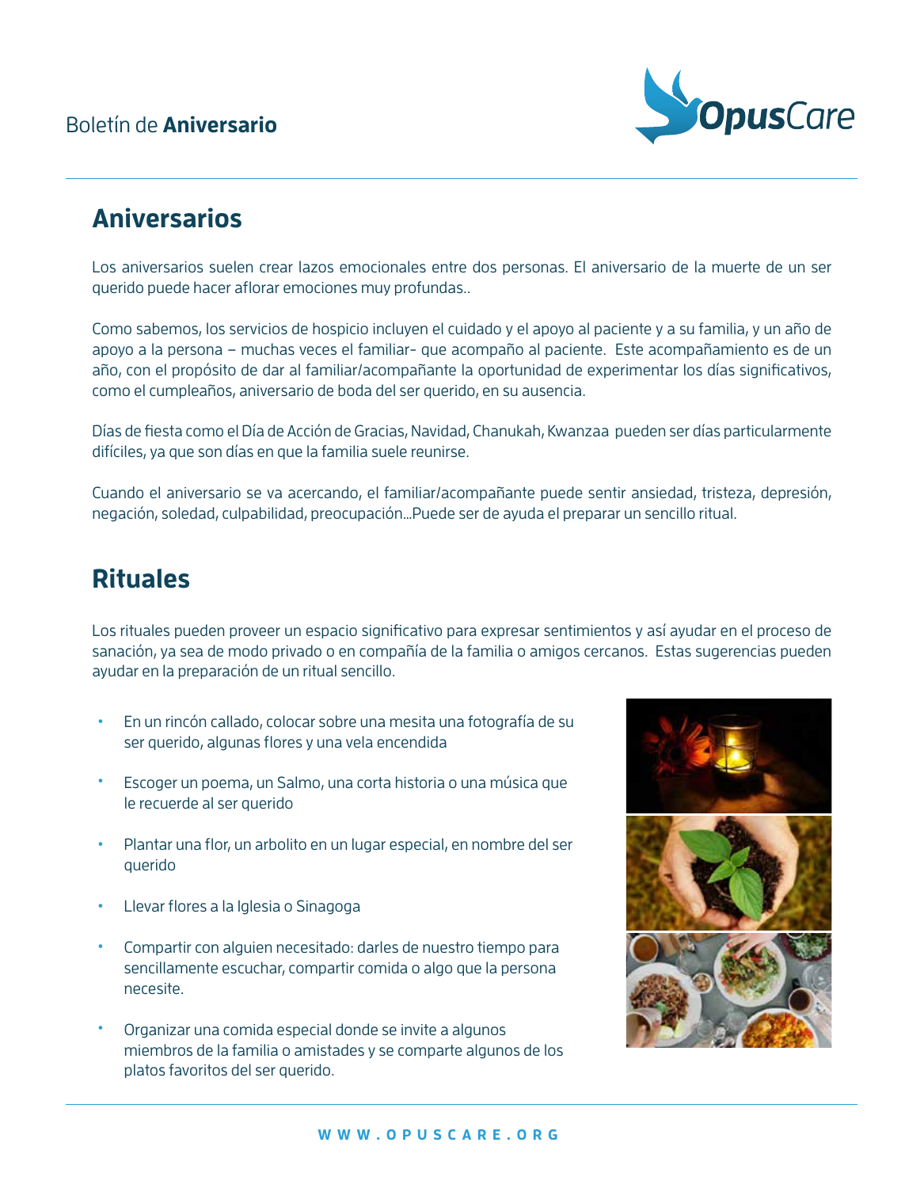Boletín de **Aniversario**

## Aniversarios

Los aniversarios suelen crear lazos emocionales entre dos personas. El aniversario de la muerte de un ser querido puede hacer aflorar emociones muy profundas..

Como sabemos, los servicios de hospicio incluyen el cuidado y el apoyo al paciente y a su familia, y un año de apoyo a la persona – muchas veces el familiar- que acompaño al paciente. Este acompañamiento es de un año, con el propósito de dar al familiar/acompañante la oportunidad de experimentar los días significativos, como el cumpleaños, aniversario de boda del ser querido, en su ausencia.

Días de fiesta como el Día de Acción de Gracias, Navidad, Chanukah, Kwanzaa pueden ser días particularmente difíciles, ya que son días en que la familia suele reunirse.

Cuando el aniversario se va acercando, el familiar/acompañante puede sentir ansiedad, tristeza, depresión, negación, soledad, culpabilidad, preocupación...Puede ser de ayuda el preparar un sencillo ritual.

## Rituales

Los rituales pueden proveer un espacio significativo para expresar sentimientos y así ayudar en el proceso de sanación, ya sea de modo privado o en compañía de la familia o amigos cercanos. Estas sugerencias pueden ayudar en la preparación de un ritual sencillo.

- En un rincón callado, colocar sobre una mesita una fotografía de su ser querido, algunas flores y una vela encendida
- Escoger un poema, un Salmo, una corta historia o una música que le recuerde al ser querido
- Plantar una flor, un arbolito en un lugar especial, en nombre del ser querido
- Llevar flores a la Iglesia o Sinagoga
- Compartir con alguien necesitado: darles de nuestro tiempo para sencillamente escuchar, compartir comida o algo que la persona necesite.
- Organizar una comida especial donde se invite a algunos miembros de la familia o amistades y se comparte algunos de los platos favoritos del ser querido.

WWW.OPUSCARE.ORG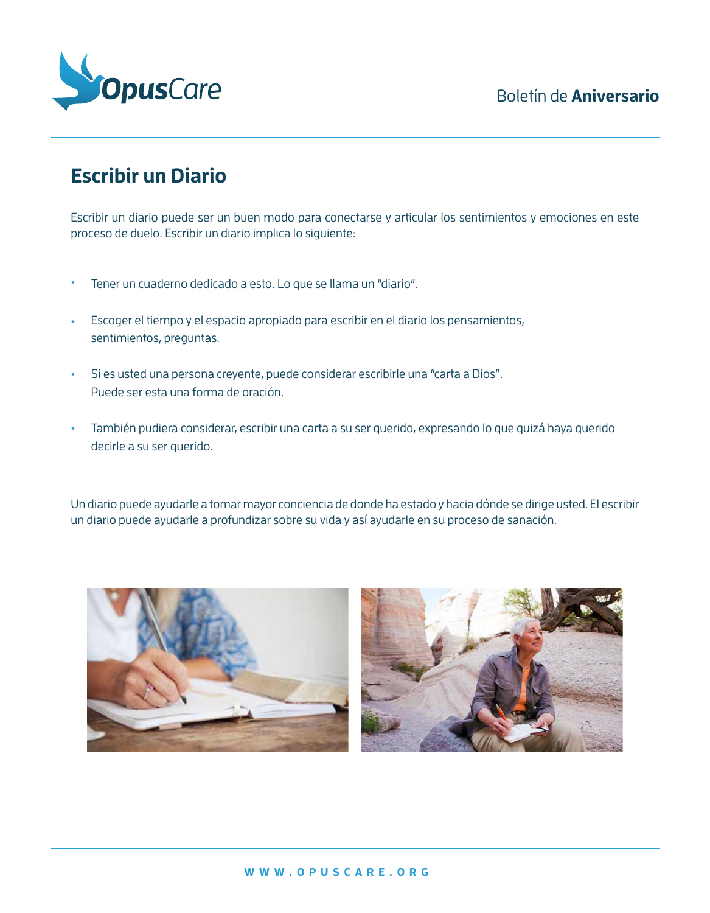## Escribir un Diario

Escribir un diario puede ser un buen modo para conectarse y articular los sentimientos y emociones en este proceso de duelo. Escribir un diario implica lo siguiente:

- Tener un cuaderno dedicado a esto. Lo que se llama un "diario".
- Escoger el tiempo y el espacio apropiado para escribir en el diario los pensamientos, sentimientos, preguntas.
- Si es usted una persona creyente, puede considerar escribirle una "carta a Dios". Puede ser esta una forma de oración.
- También pudiera considerar, escribir una carta a su ser querido, expresando lo que quizá haya querido decirle a su ser querido.

Un diario puede ayudarle a tomar mayor conciencia de donde ha estado y hacia dónde se dirige usted. El escribir un diario puede ayudarle a profundizar sobre su vida y así ayudarle en su proceso de sanación.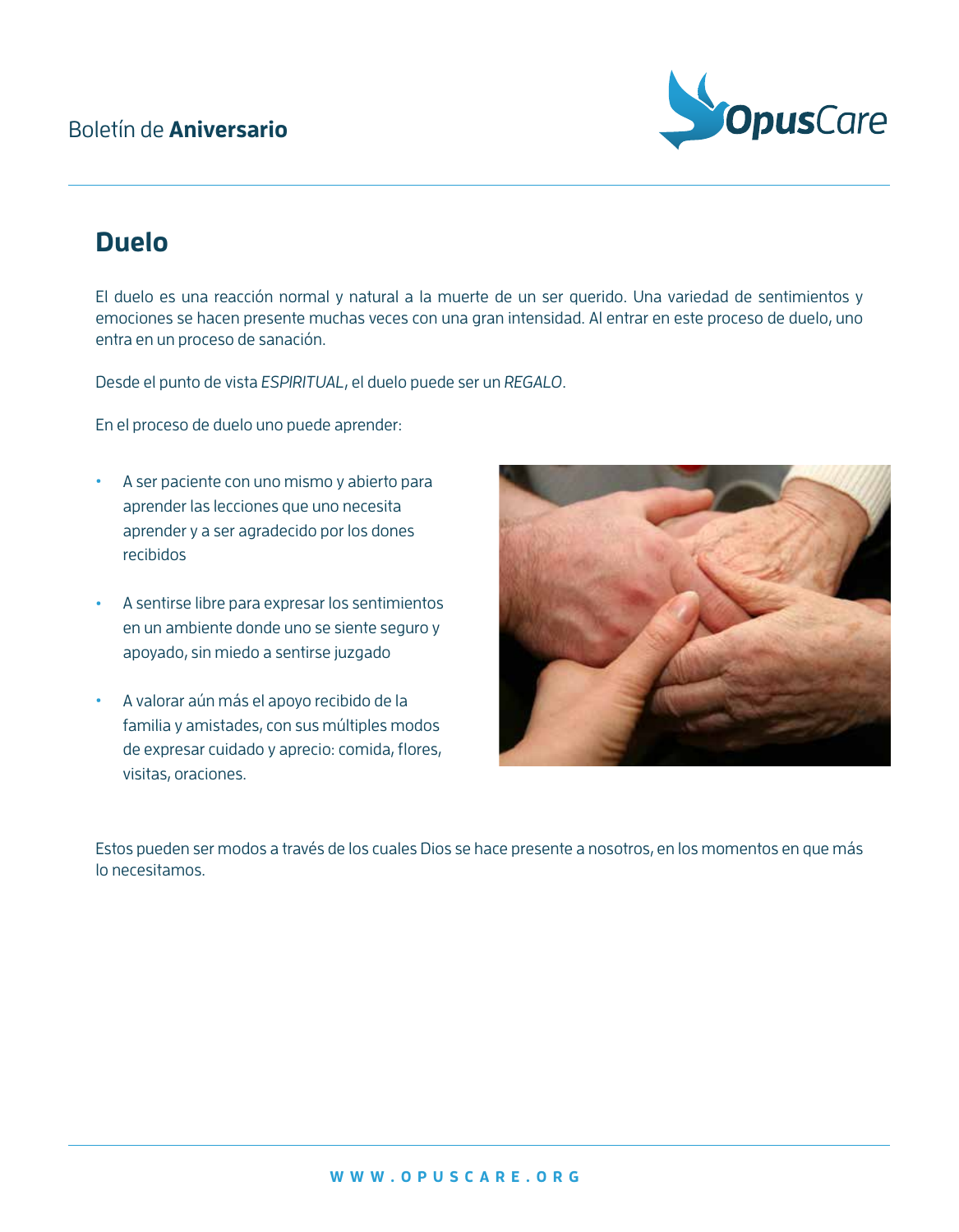## Duelo

El duelo es una reacción normal y natural a la muerte de un ser querido. Una variedad de sentimientos y emociones se hacen presente muchas veces con una gran intensidad. Al entrar en este proceso de duelo, uno entra en un proceso de sanación.

Desde el punto de vista *ESPIRITUAL*, el duelo puede ser un *REGALO*.

En el proceso de duelo uno puede aprender:

- A ser paciente con uno mismo y abierto para aprender las lecciones que uno necesita aprender y a ser agradecido por los dones recibidos
- A sentirse libre para expresar los sentimientos en un ambiente donde uno se siente seguro y apoyado, sin miedo a sentirse juzgado
- A valorar aún más el apoyo recibido de la familia y amistades, con sus múltiples modos de expresar cuidado y aprecio: comida, flores, visitas, oraciones.

Estos pueden ser modos a través de los cuales Dios se hace presente a nosotros, en los momentos en que más lo necesitamos.